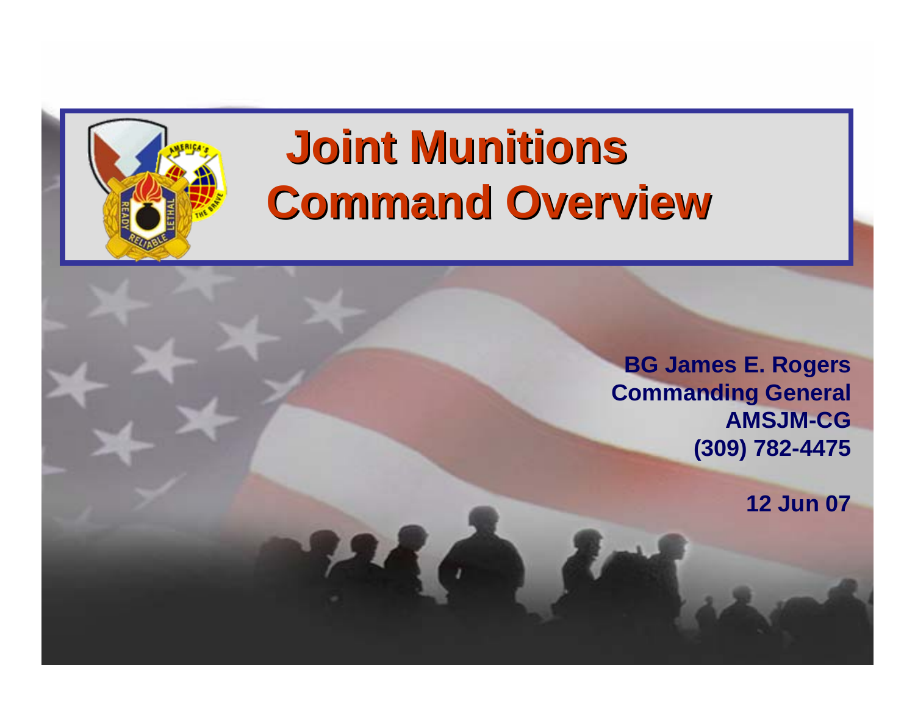# Joint Munitions Command Overview

**BG James E. Rogers**
**Commanding General**
**AMSJM-CG**
**(309) 782-4475**

**12 Jun 07**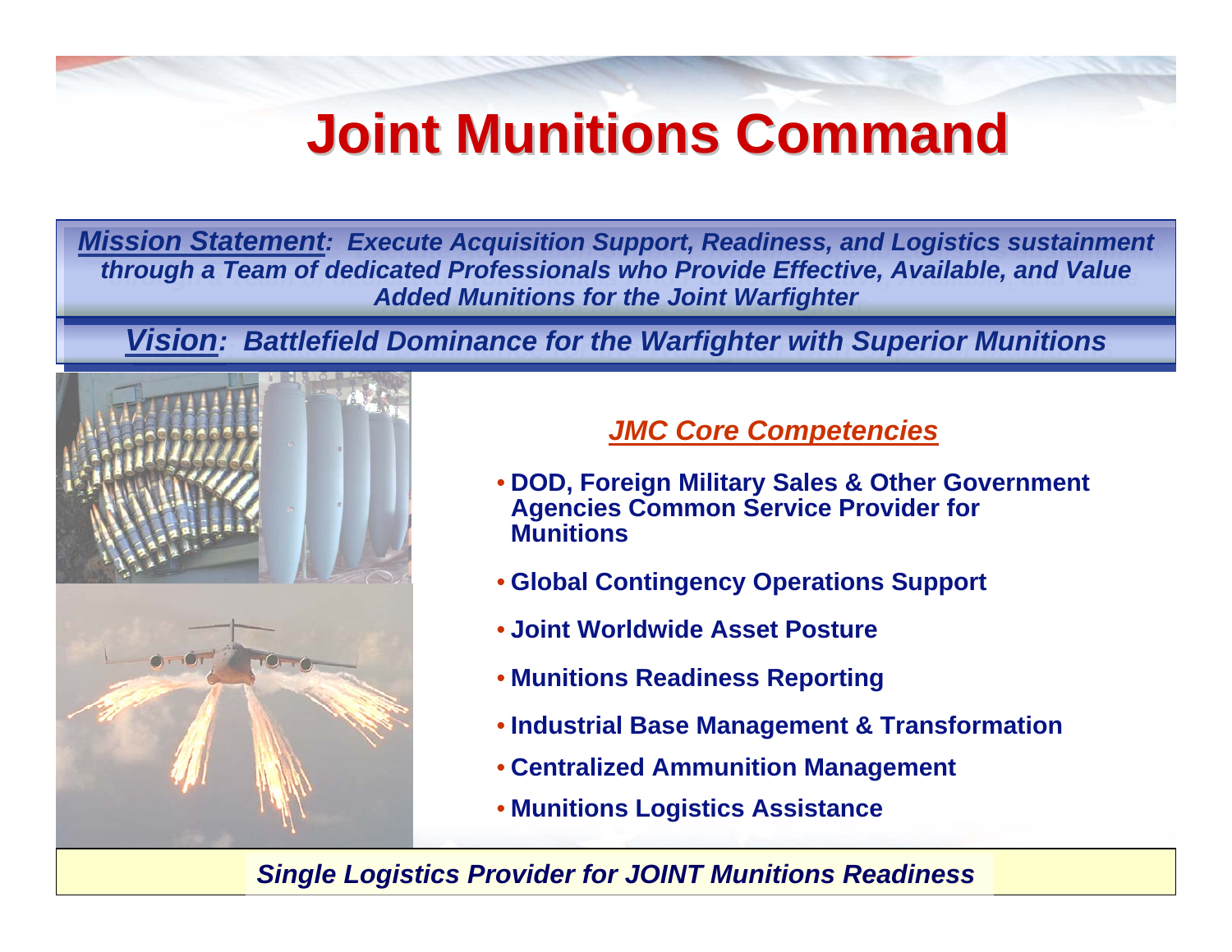# Joint Munitions Command

***Mission Statement**: Execute Acquisition Support, Readiness, and Logistics sustainment through a Team of dedicated Professionals who Provide Effective, Available, and Value Added Munitions for the Joint Warfighter*

***Vision**: Battlefield Dominance for the Warfighter with Superior Munitions*

## *JMC Core Competencies*

- **DOD, Foreign Military Sales & Other Government Agencies Common Service Provider for Munitions**
- **Global Contingency Operations Support**
- **Joint Worldwide Asset Posture**
- **Munitions Readiness Reporting**
- **Industrial Base Management & Transformation**
- **Centralized Ammunition Management**
- **Munitions Logistics Assistance**

***Single Logistics Provider for JOINT Munitions Readiness***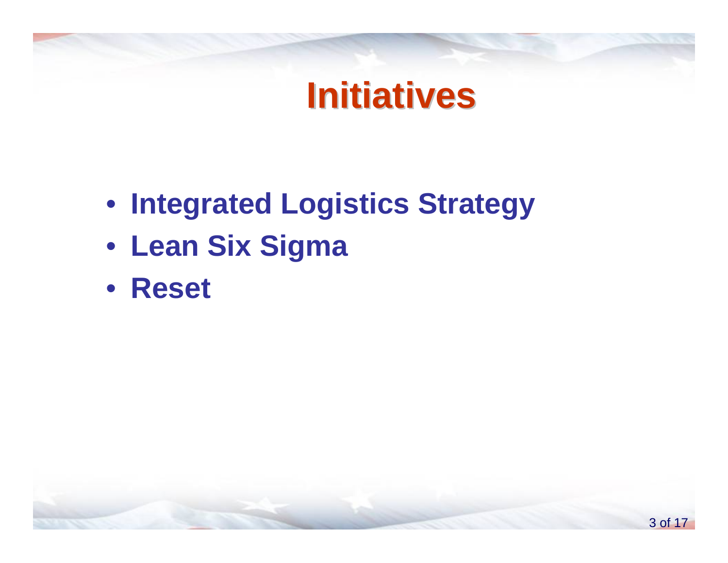# Initiatives

- **Integrated Logistics Strategy**
- **Lean Six Sigma**
- **Reset**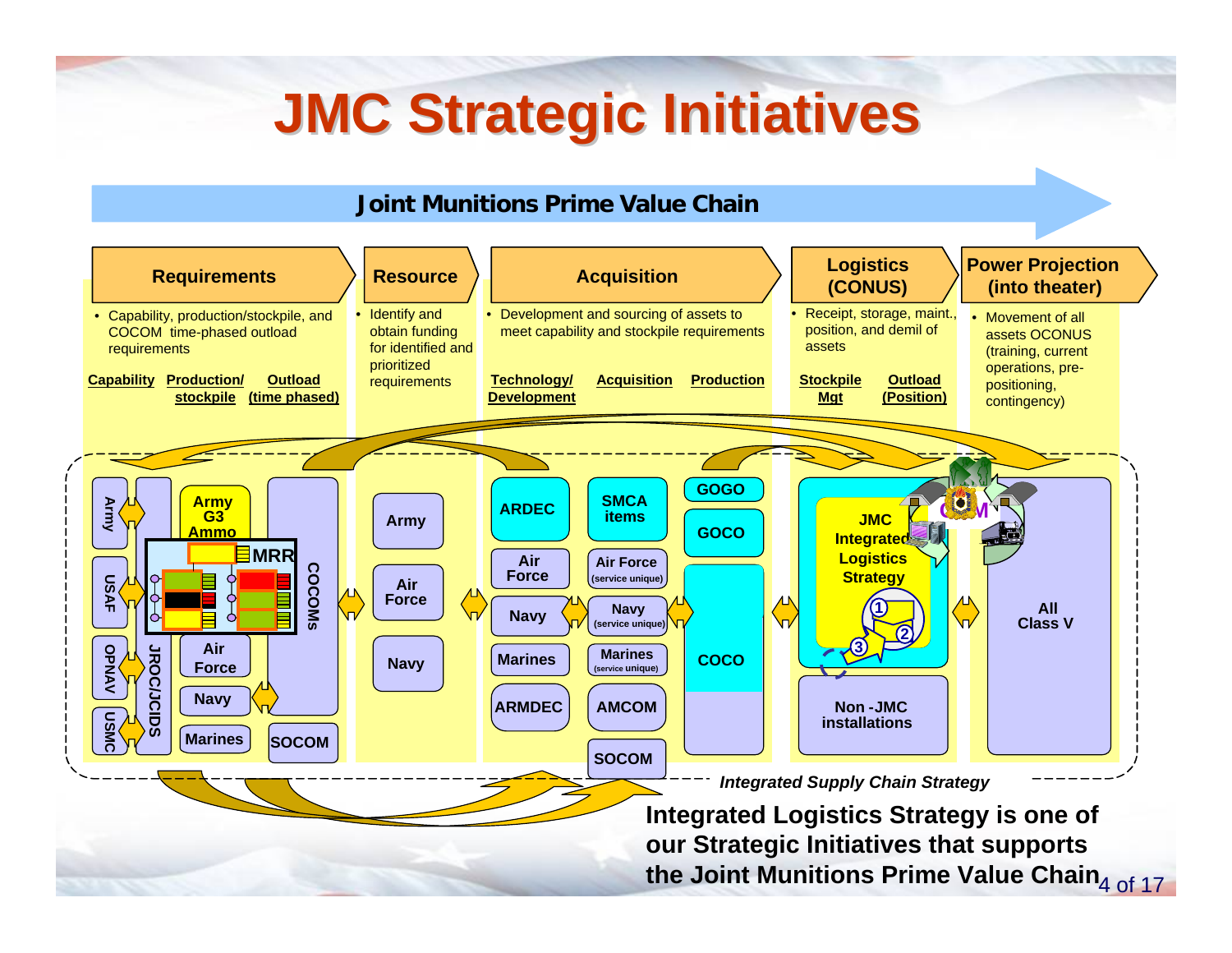# JMC Strategic Initiatives

## Joint Munitions Prime Value Chain

### Requirements

- Capability, production/stockpile, and COCOM time-phased outload requirements

**Capability** | **Production/ stockpile** | **Outload (time phased)**

### Resource

- Identify and obtain funding for identified and prioritized requirements

### Acquisition

- Development and sourcing of assets to meet capability and stockpile requirements

**Technology/ Development** | **Acquisition** | **Production**

### Logistics (CONUS)

- Receipt, storage, maint., position, and demil of assets

**Stockpile Mgt** | **Outload (Position)**

### Power Projection (into theater)

- Movement of all assets OCONUS (training, current operations, pre-positioning, contingency)

---

Army | USAF | OPNAV | USMC | JROC/JCIDS | Army G3 Ammo | MRR | Air Force | Navy | Marines | COCOMs | SOCOM

Army | Air Force | Navy

ARDEC | Air Force | Navy | Marines | ARMDEC | SMCA items | Air Force (service unique) | Navy (service unique) | Marines (service unique) | AMCOM | SOCOM | GOGO | GOCO | COCO

JMC Integrated Logistics Strategy (1, 2, 3) | Non-JMC installations

All Class V

*Integrated Supply Chain Strategy*

**Integrated Logistics Strategy is one of our Strategic Initiatives that supports the Joint Munitions Prime Value Chain**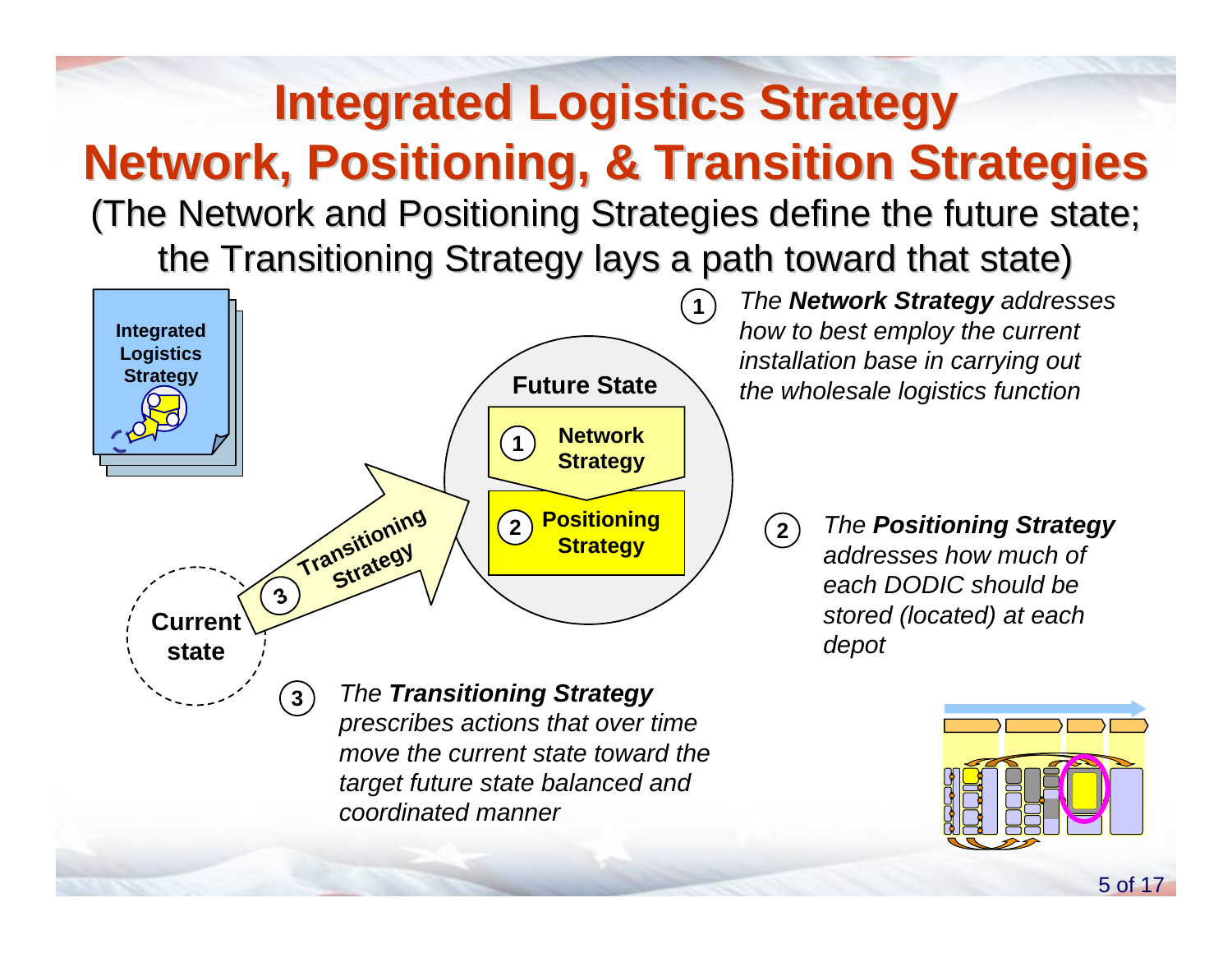# Integrated Logistics Strategy

## Network, Positioning, & Transition Strategies

(The Network and Positioning Strategies define the future state; the Transitioning Strategy lays a path toward that state)

Integrated Logistics Strategy

Future State

1 Network Strategy

2 Positioning Strategy

3 Transitioning Strategy

Current state

1. *The **Network Strategy** addresses how to best employ the current installation base in carrying out the wholesale logistics function*

2. *The **Positioning Strategy** addresses how much of each DODIC should be stored (located) at each depot*

3. *The **Transitioning Strategy** prescribes actions that over time move the current state toward the target future state balanced and coordinated manner*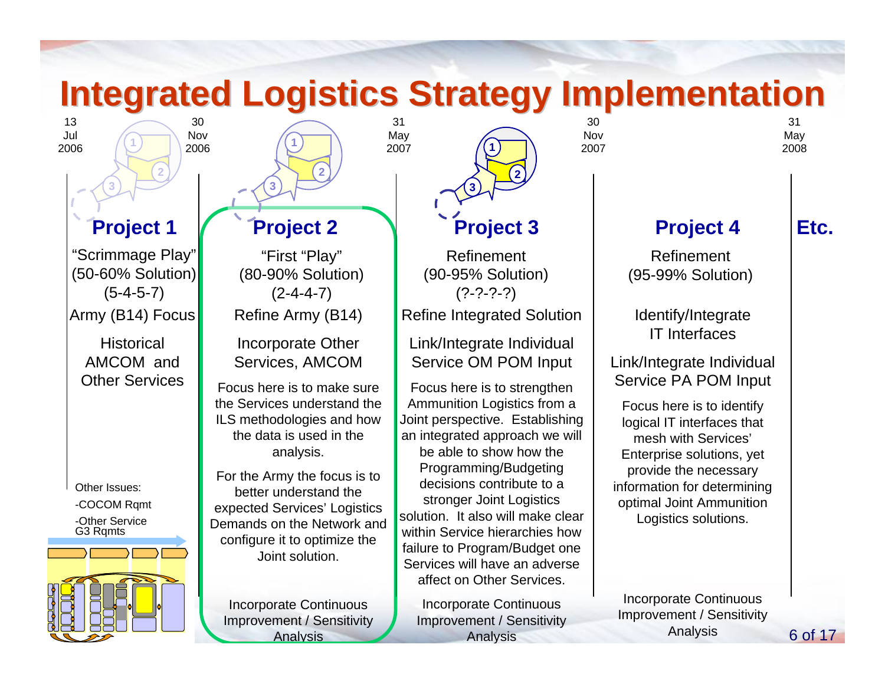# Integrated Logistics Strategy Implementation

| 13 Jul 2006 – 30 Nov 2006 | 30 Nov 2006 – 31 May 2007 | 31 May 2007 – 30 Nov 2007 | 30 Nov 2007 – 31 May 2008 | |
|---|---|---|---|---|
| **Project 1** | **Project 2** | **Project 3** | **Project 4** | **Etc.** |
| "Scrimmage Play" (50-60% Solution) (5-4-5-7) | "First "Play" (80-90% Solution) (2-4-4-7) | Refinement (90-95% Solution) (?-?-?-?) | Refinement (95-99% Solution) | |
| Army (B14) Focus | Refine Army (B14) | Refine Integrated Solution | Identify/Integrate IT Interfaces | |
| Historical AMCOM and Other Services | Incorporate Other Services, AMCOM | Link/Integrate Individual Service OM POM Input | Link/Integrate Individual Service PA POM Input | |
| Other Issues: -COCOM Rqmt -Other Service G3 Rqmts | Focus here is to make sure the Services understand the ILS methodologies and how the data is used in the analysis. For the Army the focus is to better understand the expected Services' Logistics Demands on the Network and configure it to optimize the Joint solution. | Focus here is to strengthen Ammunition Logistics from a Joint perspective. Establishing an integrated approach we will be able to show how the Programming/Budgeting decisions contribute to a stronger Joint Logistics solution. It also will make clear within Service hierarchies how failure to Program/Budget one Services will have an adverse affect on Other Services. | Focus here is to identify logical IT interfaces that mesh with Services' Enterprise solutions, yet provide the necessary information for determining optimal Joint Ammunition Logistics solutions. | |
| | Incorporate Continuous Improvement / Sensitivity Analysis | Incorporate Continuous Improvement / Sensitivity Analysis | Incorporate Continuous Improvement / Sensitivity Analysis | |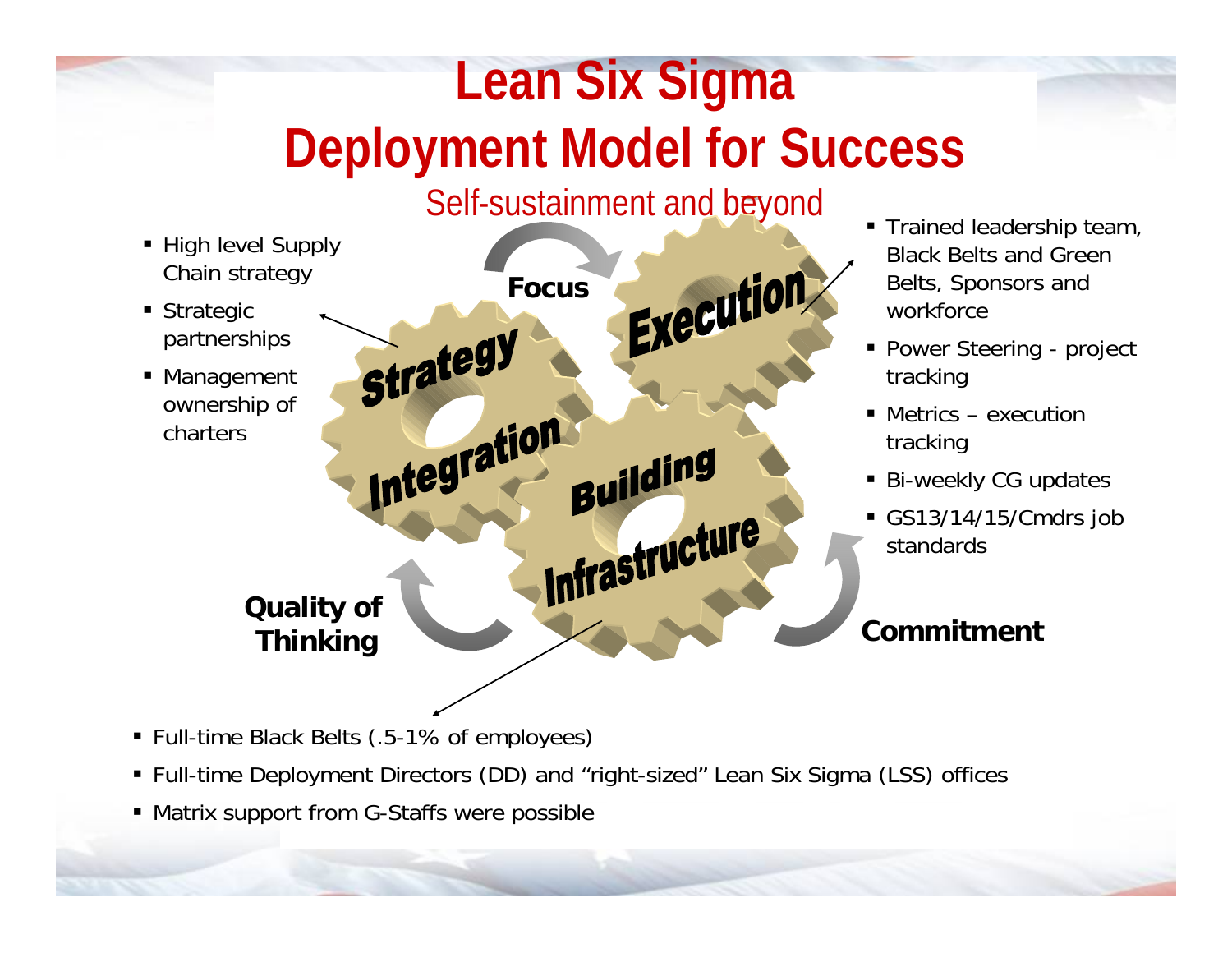# Lean Six Sigma Deployment Model for Success

Self-sustainment and beyond

- High level Supply Chain strategy
- Strategic partnerships
- Management ownership of charters

Strategy Integration

Focus

Execution

- Trained leadership team, Black Belts and Green Belts, Sponsors and workforce
- Power Steering - project tracking
- Metrics – execution tracking
- Bi-weekly CG updates
- GS13/14/15/Cmdrs job standards

Building Infrastructure

**Quality of Thinking**

**Commitment**

- Full-time Black Belts (.5-1% of employees)
- Full-time Deployment Directors (DD) and "right-sized" Lean Six Sigma (LSS) offices
- Matrix support from G-Staffs were possible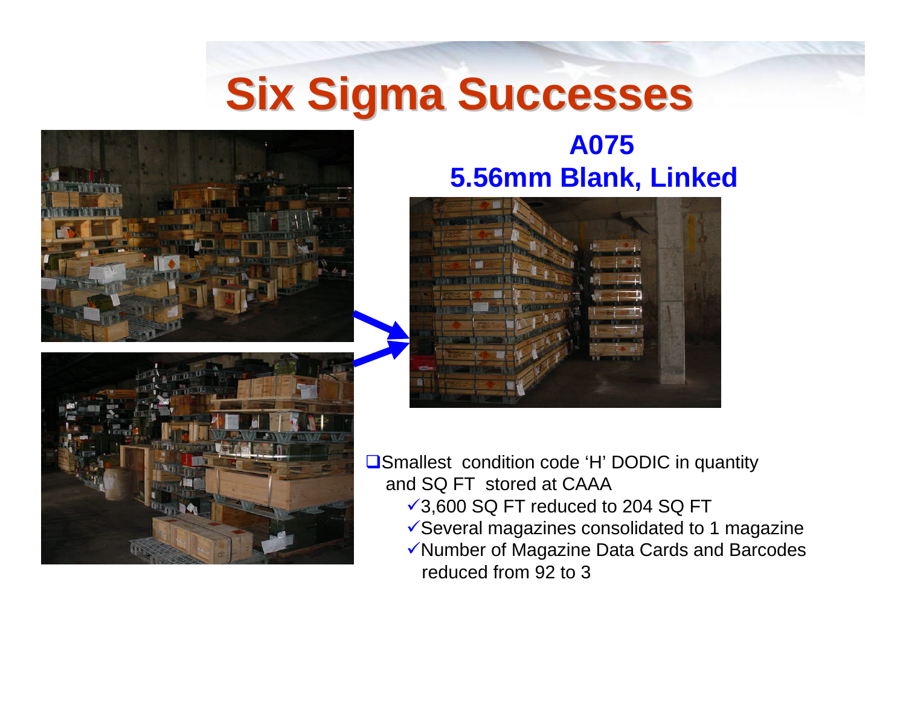# Six Sigma Successes

## A075
## 5.56mm Blank, Linked

- Smallest condition code 'H' DODIC in quantity and SQ FT stored at CAAA
  - ✓3,600 SQ FT reduced to 204 SQ FT
  - ✓Several magazines consolidated to 1 magazine
  - ✓Number of Magazine Data Cards and Barcodes reduced from 92 to 3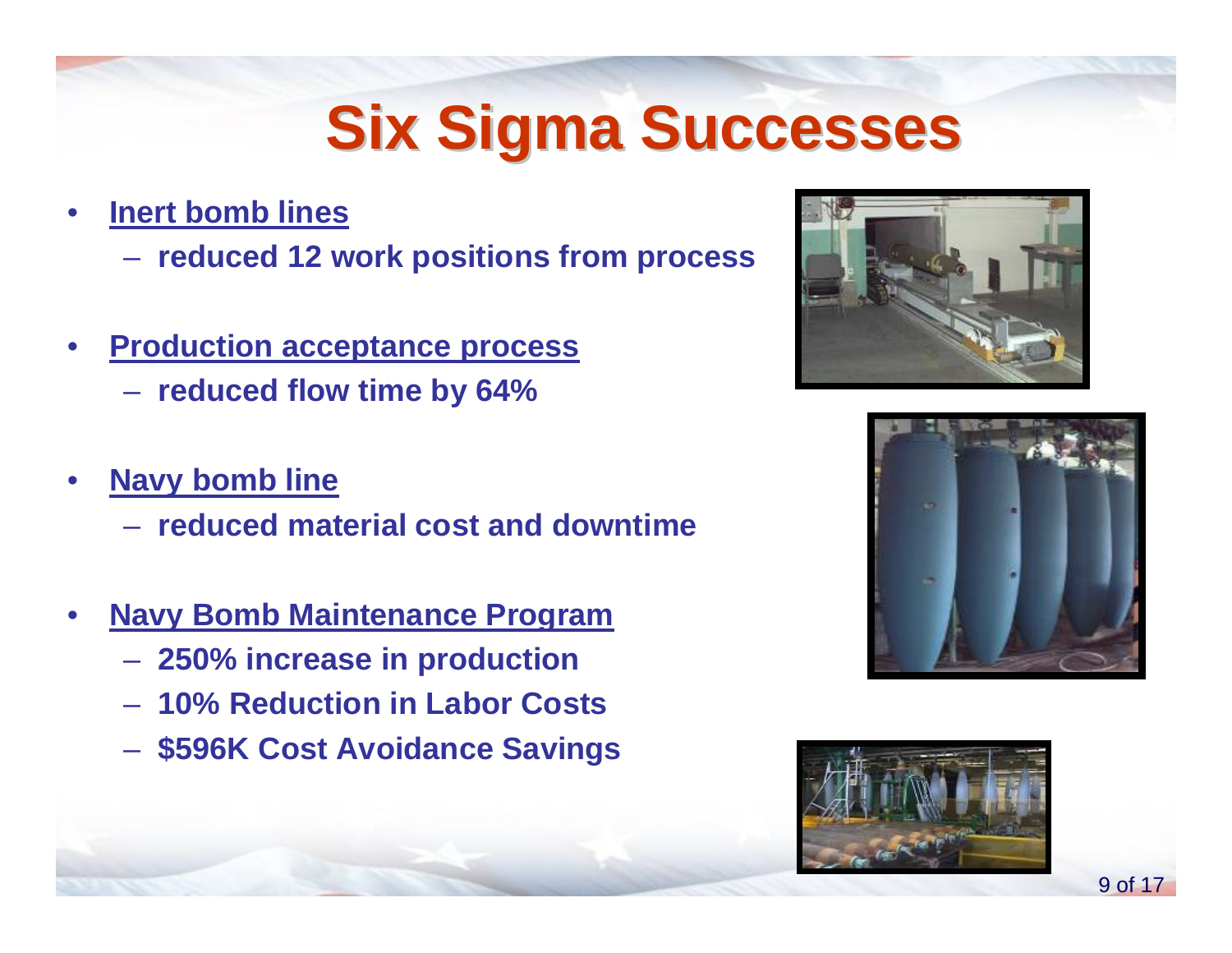# Six Sigma Successes

- **Inert bomb lines**
  - **reduced 12 work positions from process**
- **Production acceptance process**
  - **reduced flow time by 64%**
- **Navy bomb line**
  - **reduced material cost and downtime**
- **Navy Bomb Maintenance Program**
  - **250% increase in production**
  - **10% Reduction in Labor Costs**
  - **$596K Cost Avoidance Savings**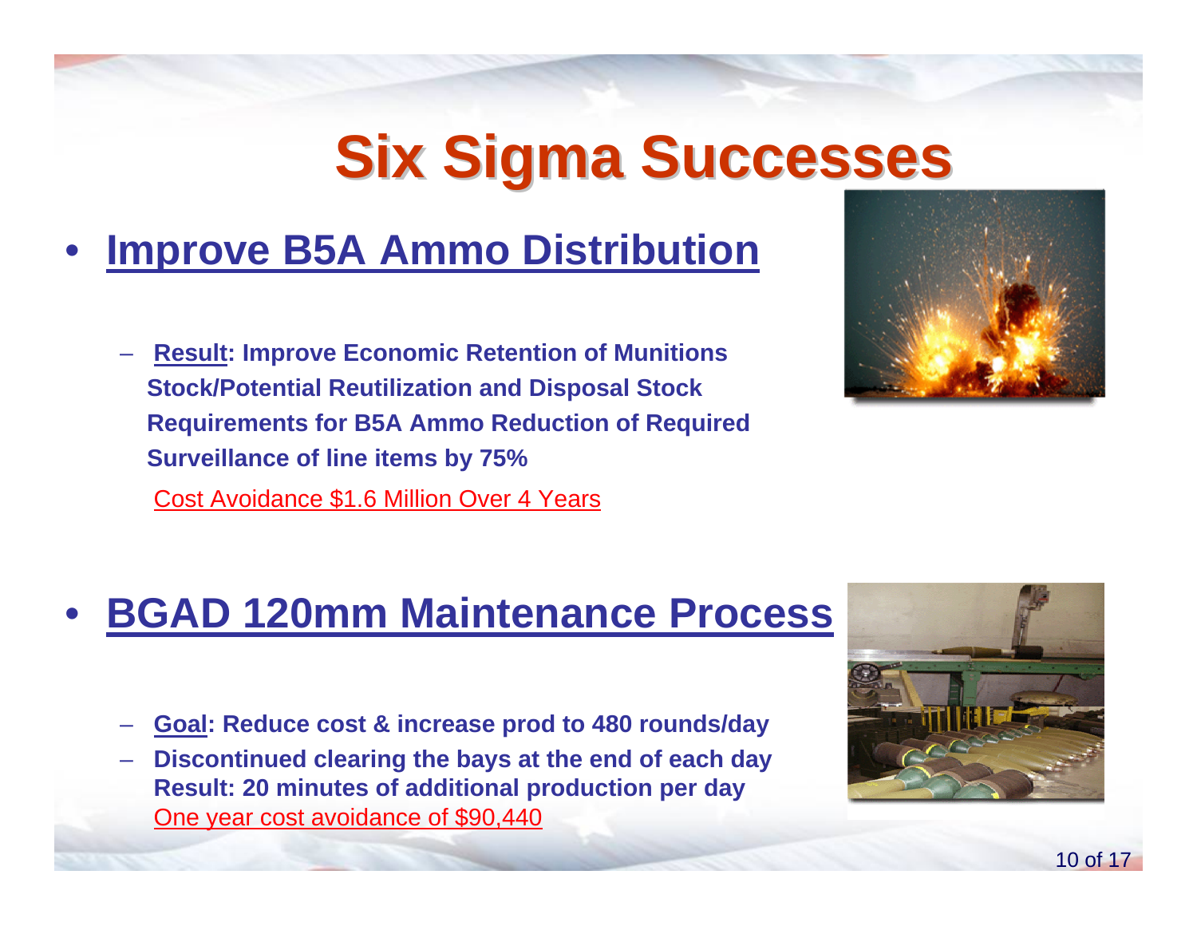# Six Sigma Successes

- **Improve B5A Ammo Distribution**
  - **Result: Improve Economic Retention of Munitions Stock/Potential Reutilization and Disposal Stock Requirements for B5A Ammo Reduction of Required Surveillance of line items by 75%**

    Cost Avoidance $1.6 Million Over 4 Years

- **BGAD 120mm Maintenance Process**
  - **Goal: Reduce cost & increase prod to 480 rounds/day**
  - **Discontinued clearing the bays at the end of each day Result: 20 minutes of additional production per day**

    One year cost avoidance of $90,440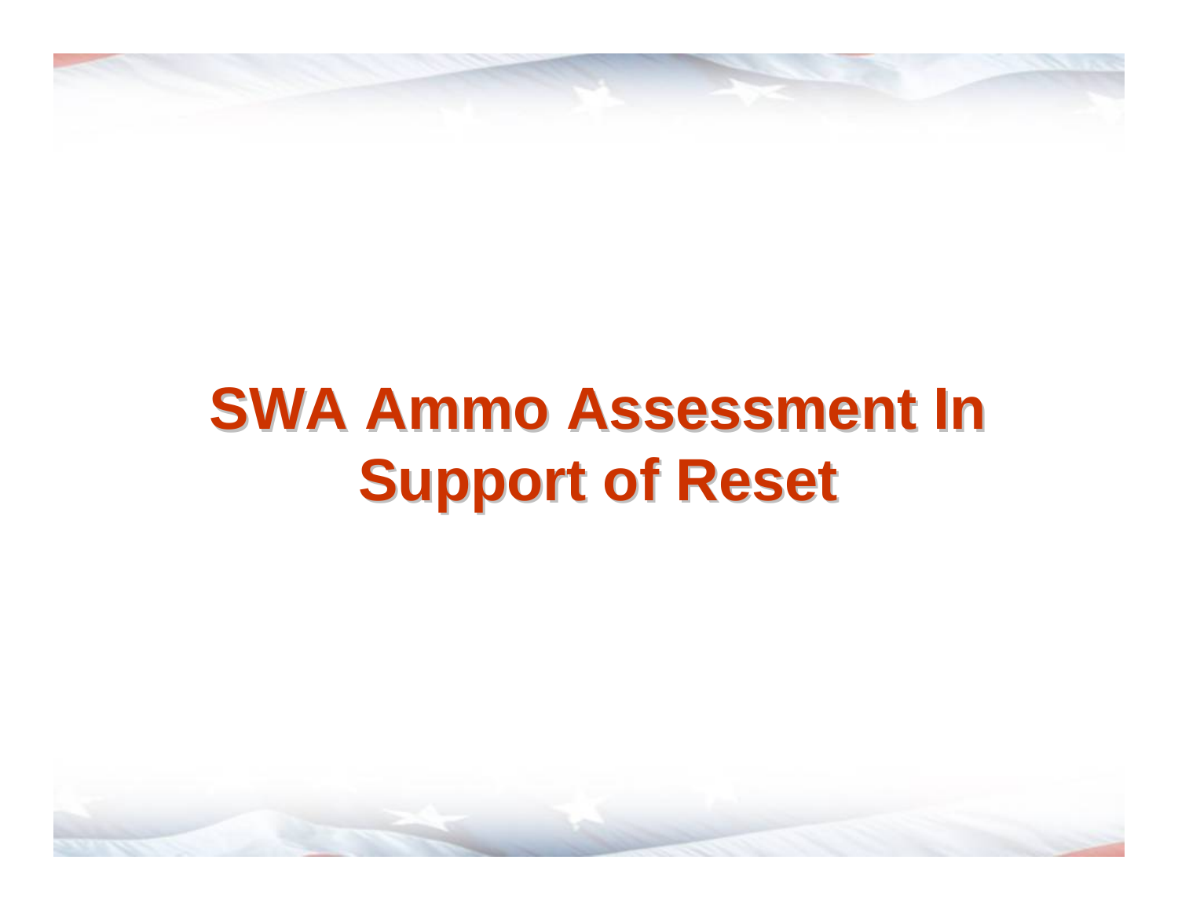# SWA Ammo Assessment In Support of Reset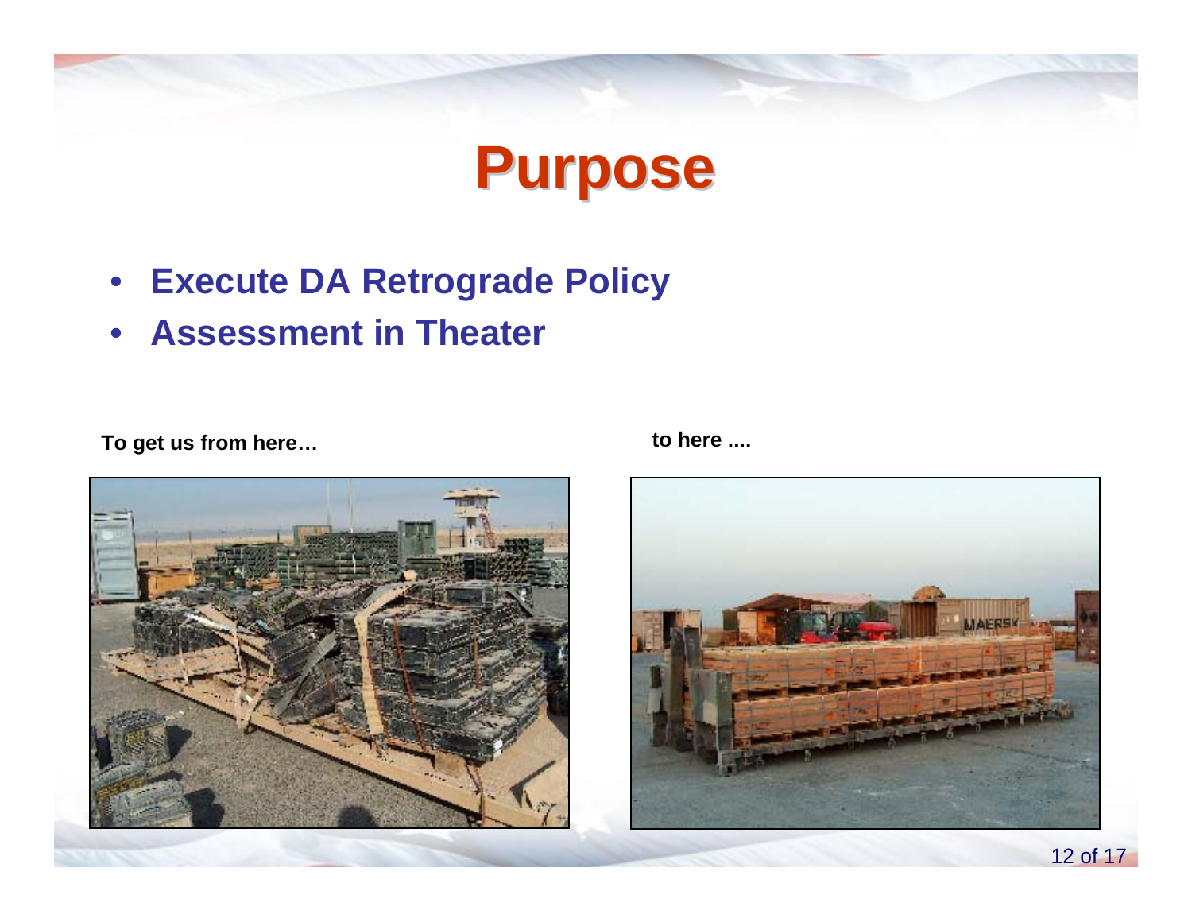# Purpose

- **Execute DA Retrograde Policy**
- **Assessment in Theater**

**To get us from here…**

**to here ....**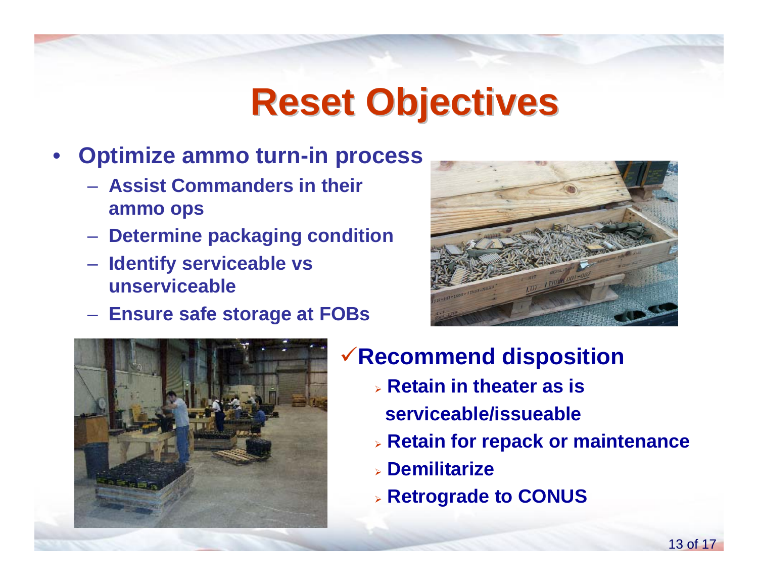# Reset Objectives

- **Optimize ammo turn-in process**
  - **Assist Commanders in their ammo ops**
  - **Determine packaging condition**
  - **Identify serviceable vs unserviceable**
  - **Ensure safe storage at FOBs**

✓**Recommend disposition**

- **Retain in theater as is serviceable/issueable**
- **Retain for repack or maintenance**
- **Demilitarize**
- **Retrograde to CONUS**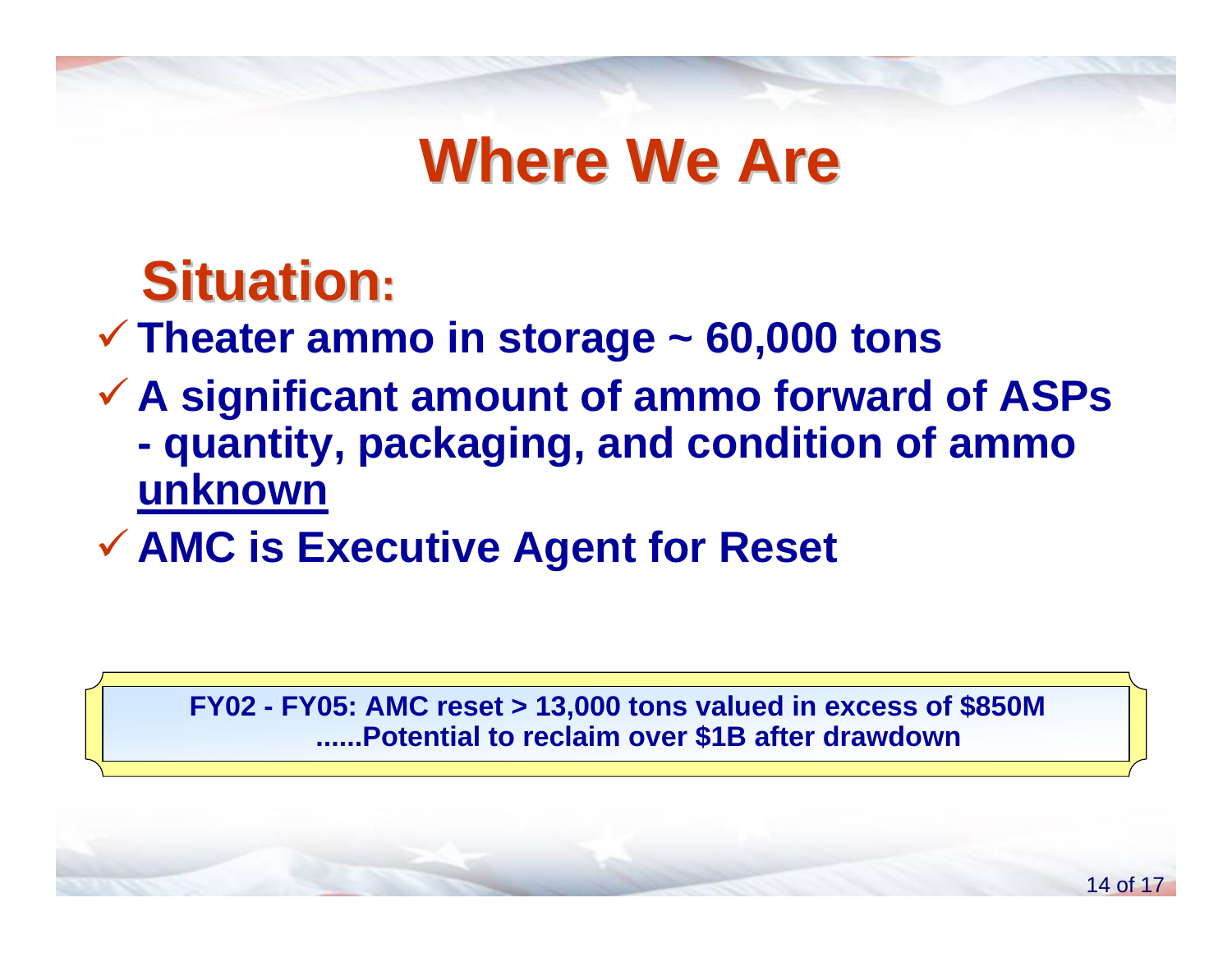# Where We Are

## Situation:

- ✓ **Theater ammo in storage ~ 60,000 tons**
- ✓ **A significant amount of ammo forward of ASPs - quantity, packaging, and condition of ammo unknown**
- ✓ **AMC is Executive Agent for Reset**

**FY02 - FY05: AMC reset > 13,000 tons valued in excess of $850M ......Potential to reclaim over $1B after drawdown**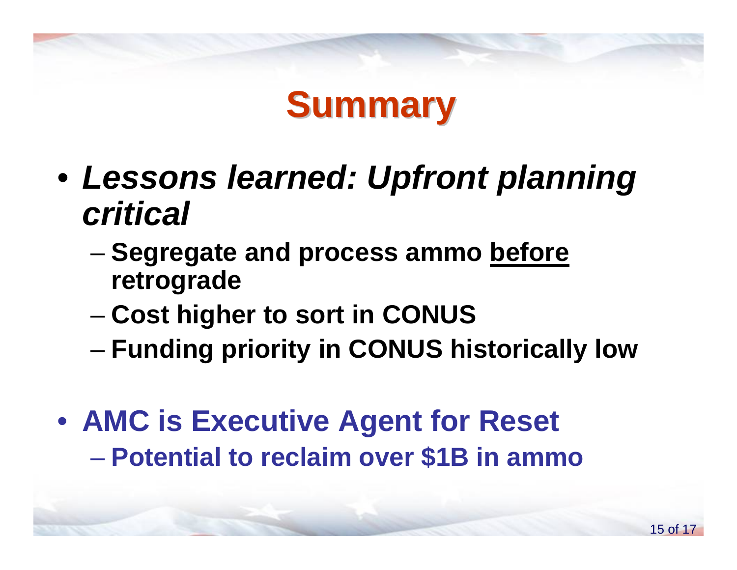# Summary

- ***Lessons learned: Upfront planning critical***
  - **Segregate and process ammo <u>before</u> retrograde**
  - **Cost higher to sort in CONUS**
  - **Funding priority in CONUS historically low**

- **AMC is Executive Agent for Reset**
  - **Potential to reclaim over $1B in ammo**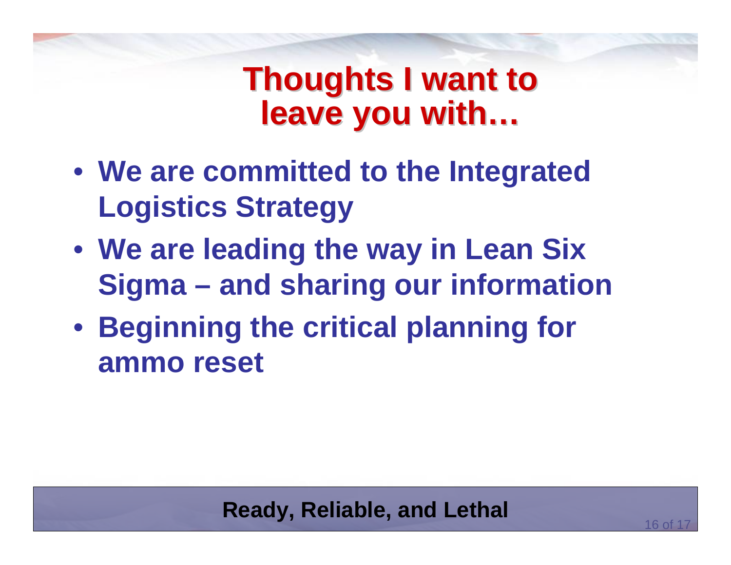# Thoughts I want to leave you with…

- **We are committed to the Integrated Logistics Strategy**
- **We are leading the way in Lean Six Sigma – and sharing our information**
- **Beginning the critical planning for ammo reset**

**Ready, Reliable, and Lethal**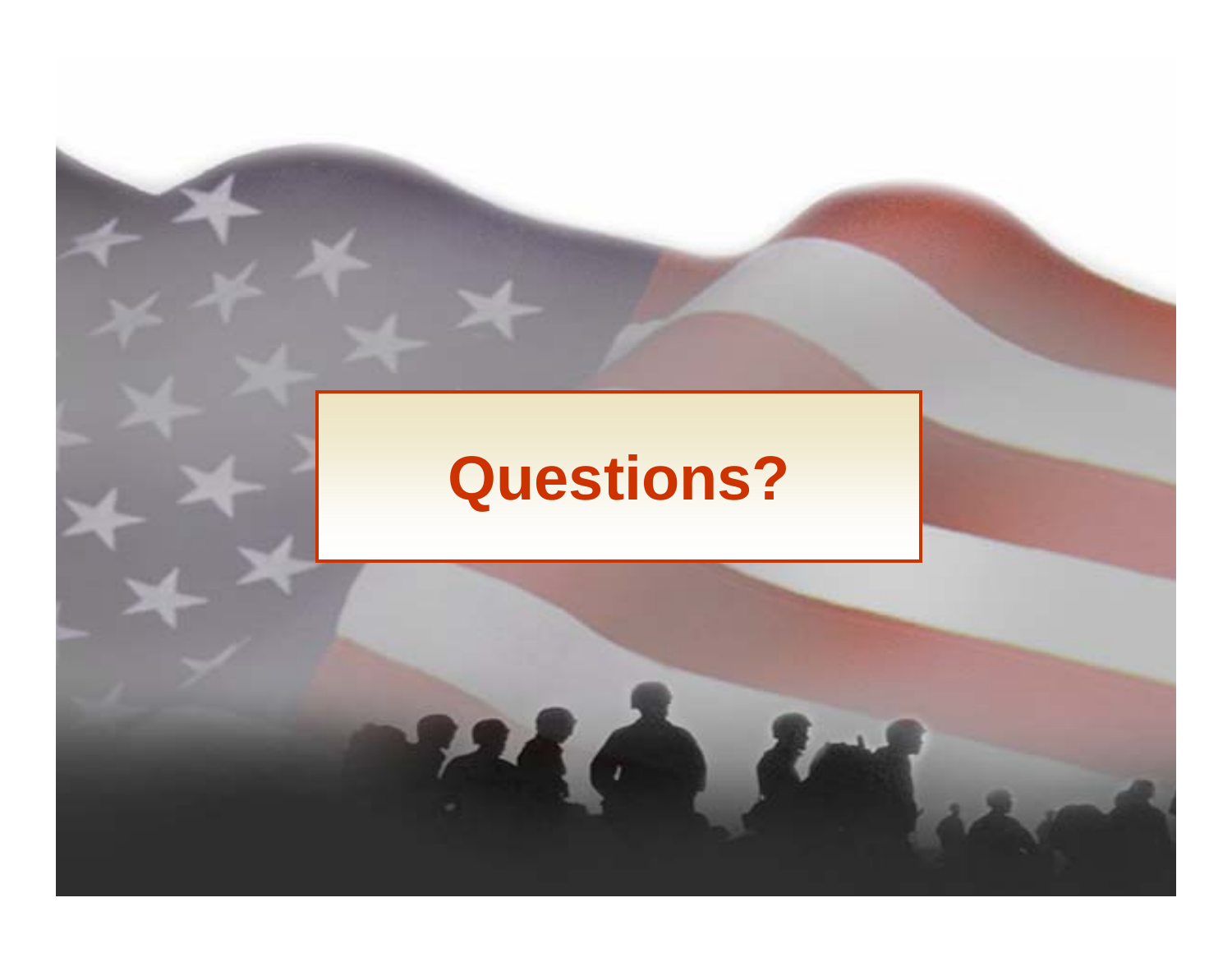# Questions?